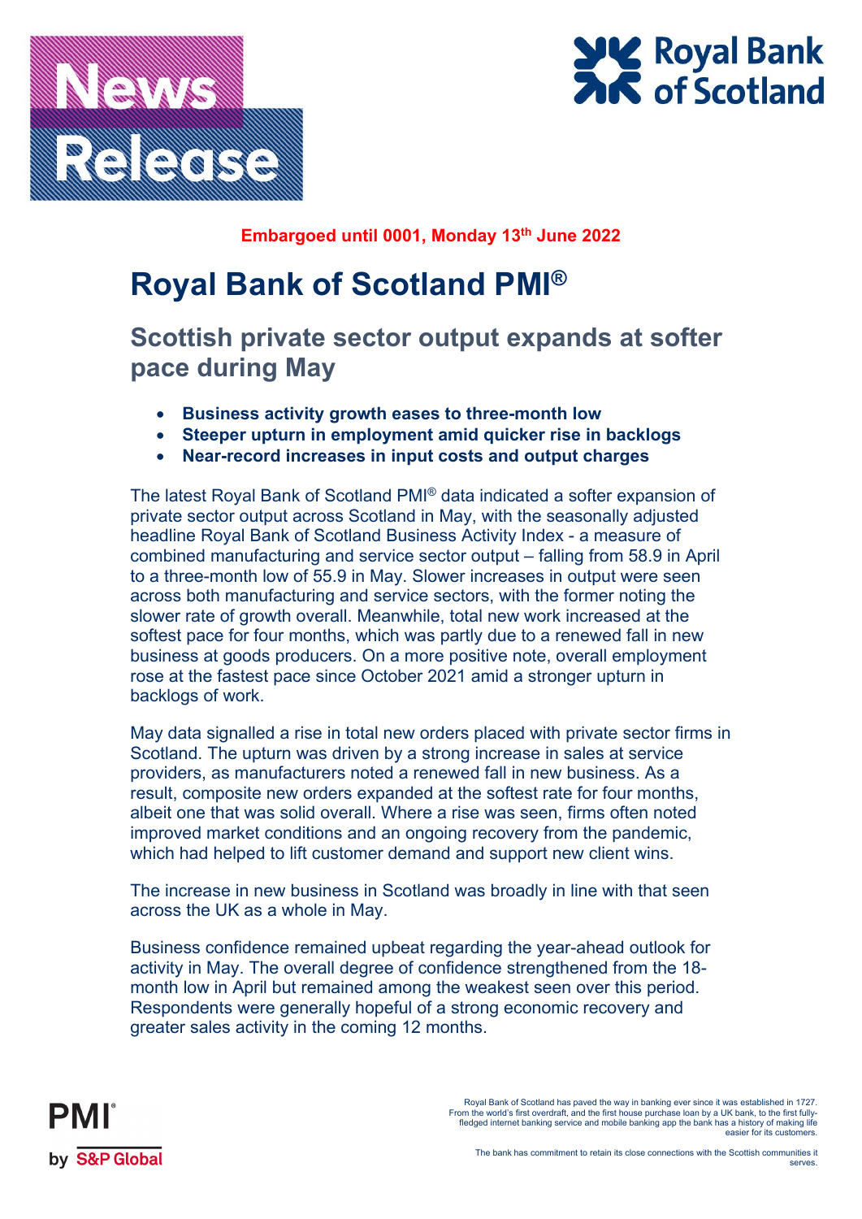News Release

Royal Bank of Scotland

**Embargoed until 0001, Monday 13th June 2022**

# Royal Bank of Scotland PMI®

## Scottish private sector output expands at softer pace during May

- **Business activity growth eases to three-month low**
- **Steeper upturn in employment amid quicker rise in backlogs**
- **Near-record increases in input costs and output charges**

The latest Royal Bank of Scotland PMI® data indicated a softer expansion of private sector output across Scotland in May, with the seasonally adjusted headline Royal Bank of Scotland Business Activity Index - a measure of combined manufacturing and service sector output – falling from 58.9 in April to a three-month low of 55.9 in May. Slower increases in output were seen across both manufacturing and service sectors, with the former noting the slower rate of growth overall. Meanwhile, total new work increased at the softest pace for four months, which was partly due to a renewed fall in new business at goods producers. On a more positive note, overall employment rose at the fastest pace since October 2021 amid a stronger upturn in backlogs of work.

May data signalled a rise in total new orders placed with private sector firms in Scotland. The upturn was driven by a strong increase in sales at service providers, as manufacturers noted a renewed fall in new business. As a result, composite new orders expanded at the softest rate for four months, albeit one that was solid overall. Where a rise was seen, firms often noted improved market conditions and an ongoing recovery from the pandemic, which had helped to lift customer demand and support new client wins.

The increase in new business in Scotland was broadly in line with that seen across the UK as a whole in May.

Business confidence remained upbeat regarding the year-ahead outlook for activity in May. The overall degree of confidence strengthened from the 18-month low in April but remained among the weakest seen over this period. Respondents were generally hopeful of a strong economic recovery and greater sales activity in the coming 12 months.

PMI® by S&P Global

Royal Bank of Scotland has paved the way in banking ever since it was established in 1727. From the world's first overdraft, and the first house purchase loan by a UK bank, to the first fully-fledged internet banking service and mobile banking app the bank has a history of making life easier for its customers.

The bank has commitment to retain its close connections with the Scottish communities it serves.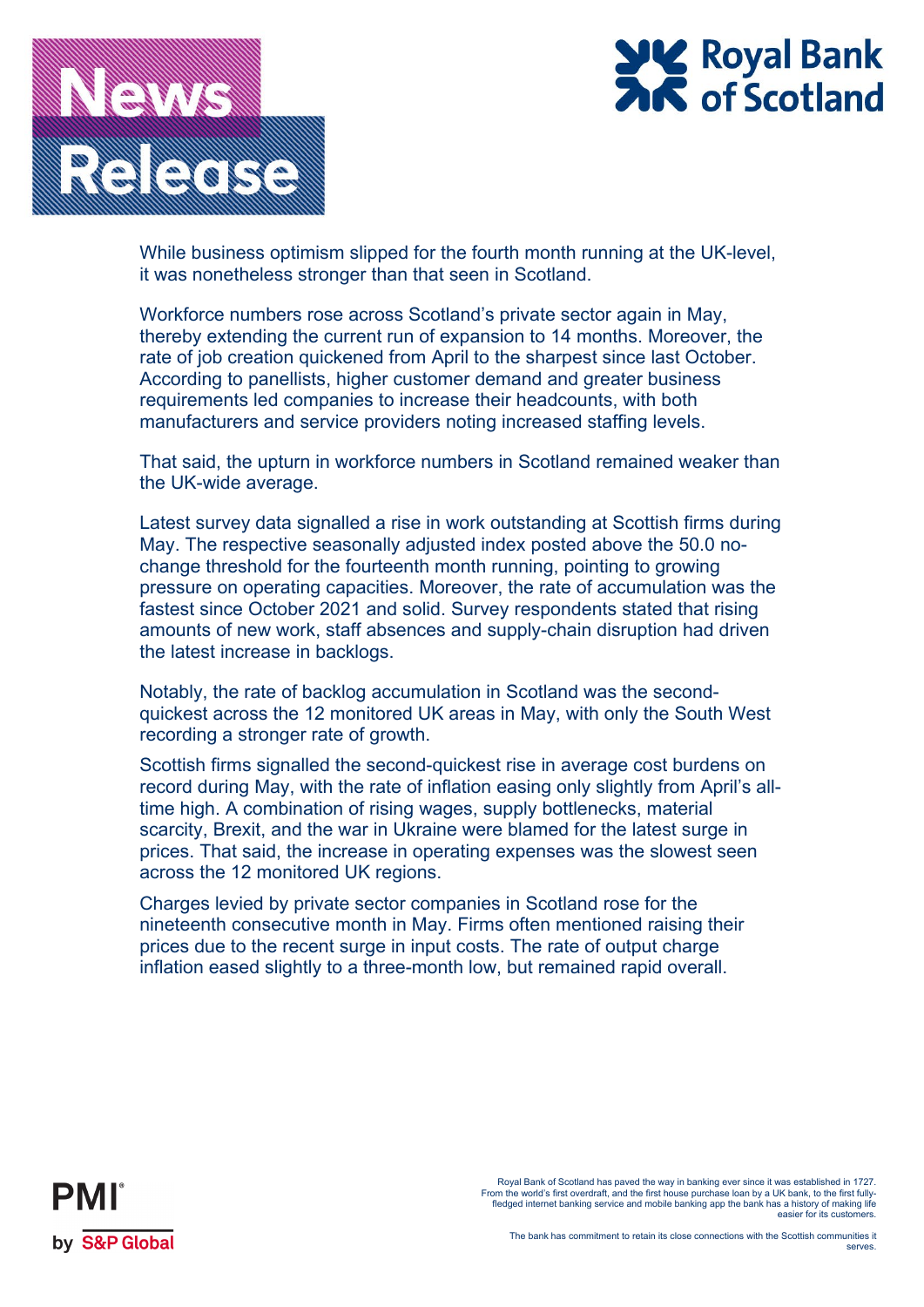While business optimism slipped for the fourth month running at the UK-level, it was nonetheless stronger than that seen in Scotland.

Workforce numbers rose across Scotland's private sector again in May, thereby extending the current run of expansion to 14 months. Moreover, the rate of job creation quickened from April to the sharpest since last October. According to panellists, higher customer demand and greater business requirements led companies to increase their headcounts, with both manufacturers and service providers noting increased staffing levels.

That said, the upturn in workforce numbers in Scotland remained weaker than the UK-wide average.

Latest survey data signalled a rise in work outstanding at Scottish firms during May. The respective seasonally adjusted index posted above the 50.0 no-change threshold for the fourteenth month running, pointing to growing pressure on operating capacities. Moreover, the rate of accumulation was the fastest since October 2021 and solid. Survey respondents stated that rising amounts of new work, staff absences and supply-chain disruption had driven the latest increase in backlogs.

Notably, the rate of backlog accumulation in Scotland was the second-quickest across the 12 monitored UK areas in May, with only the South West recording a stronger rate of growth.

Scottish firms signalled the second-quickest rise in average cost burdens on record during May, with the rate of inflation easing only slightly from April's all-time high. A combination of rising wages, supply bottlenecks, material scarcity, Brexit, and the war in Ukraine were blamed for the latest surge in prices. That said, the increase in operating expenses was the slowest seen across the 12 monitored UK regions.

Charges levied by private sector companies in Scotland rose for the nineteenth consecutive month in May. Firms often mentioned raising their prices due to the recent surge in input costs. The rate of output charge inflation eased slightly to a three-month low, but remained rapid overall.

Royal Bank of Scotland has paved the way in banking ever since it was established in 1727. From the world's first overdraft, and the first house purchase loan by a UK bank, to the first fully-fledged internet banking service and mobile banking app the bank has a history of making life easier for its customers.

The bank has commitment to retain its close connections with the Scottish communities it serves.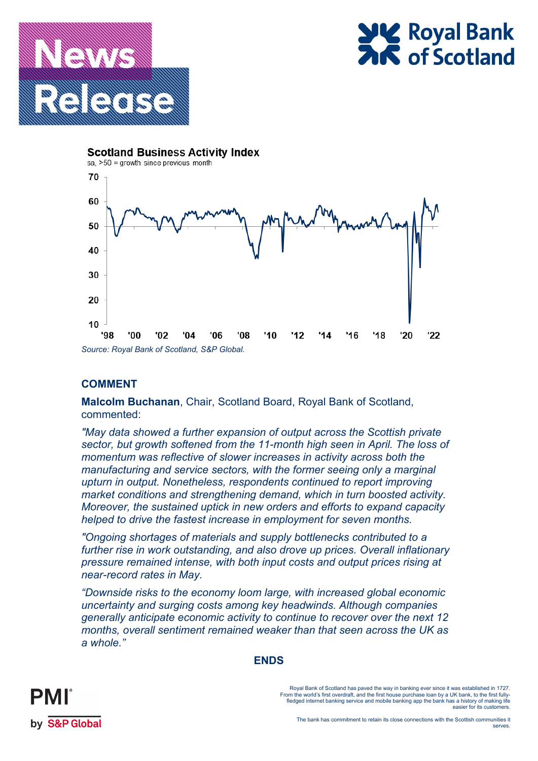# News Release

**Royal Bank of Scotland**

**Scotland Business Activity Index**

sa, >50 = growth since previous month

*Source: Royal Bank of Scotland, S&P Global.*

## COMMENT

**Malcolm Buchanan**, Chair, Scotland Board, Royal Bank of Scotland, commented:

*"May data showed a further expansion of output across the Scottish private sector, but growth softened from the 11-month high seen in April. The loss of momentum was reflective of slower increases in activity across both the manufacturing and service sectors, with the former seeing only a marginal upturn in output. Nonetheless, respondents continued to report improving market conditions and strengthening demand, which in turn boosted activity. Moreover, the sustained uptick in new orders and efforts to expand capacity helped to drive the fastest increase in employment for seven months.*

*"Ongoing shortages of materials and supply bottlenecks contributed to a further rise in work outstanding, and also drove up prices. Overall inflationary pressure remained intense, with both input costs and output prices rising at near-record rates in May.*

*"Downside risks to the economy loom large, with increased global economic uncertainty and surging costs among key headwinds. Although companies generally anticipate economic activity to continue to recover over the next 12 months, overall sentiment remained weaker than that seen across the UK as a whole."*

**ENDS**

PMI by S&P Global

Royal Bank of Scotland has paved the way in banking ever since it was established in 1727. From the world's first overdraft, and the first house purchase loan by a UK bank, to the first fully-fledged internet banking service and mobile banking app the bank has a history of making life easier for its customers.

The bank has commitment to retain its close connections with the Scottish communities it serves.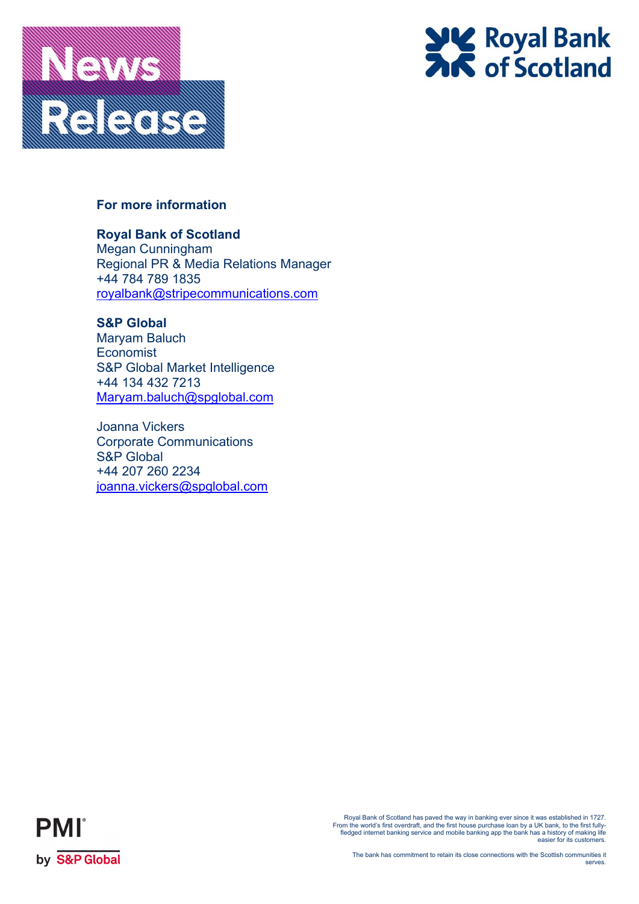# News Release

Royal Bank of Scotland

**For more information**

**Royal Bank of Scotland**
Megan Cunningham
Regional PR & Media Relations Manager
+44 784 789 1835
royalbank@stripecommunications.com

**S&P Global**
Maryam Baluch
Economist
S&P Global Market Intelligence
+44 134 432 7213
Maryam.baluch@spglobal.com

Joanna Vickers
Corporate Communications
S&P Global
+44 207 260 2234
joanna.vickers@spglobal.com

PMI by S&P Global

Royal Bank of Scotland has paved the way in banking ever since it was established in 1727. From the world's first overdraft, and the first house purchase loan by a UK bank, to the first fully-fledged internet banking service and mobile banking app the bank has a history of making life easier for its customers.

The bank has commitment to retain its close connections with the Scottish communities it serves.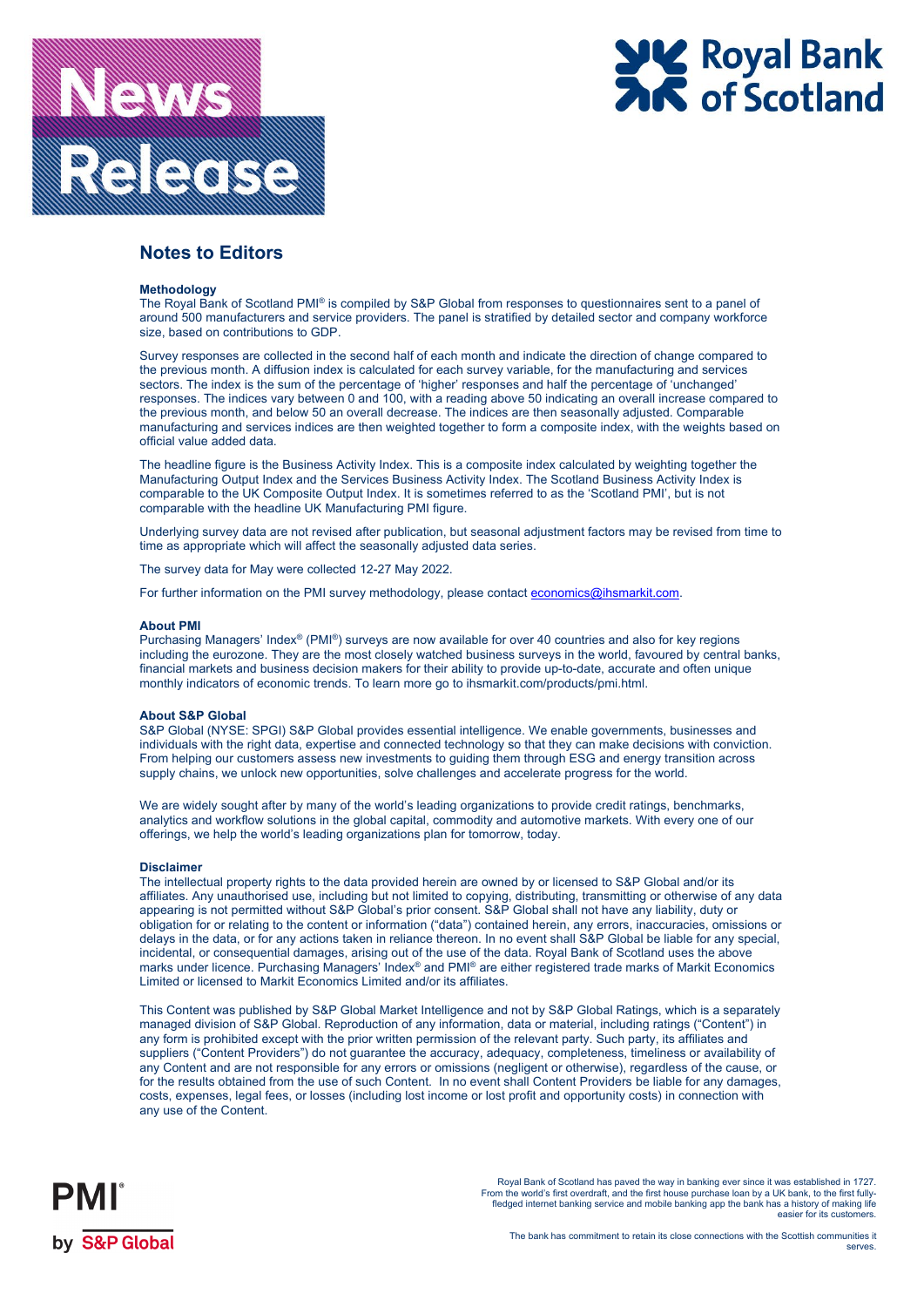News Release

Royal Bank of Scotland

## Notes to Editors

### Methodology

The Royal Bank of Scotland PMI® is compiled by S&P Global from responses to questionnaires sent to a panel of around 500 manufacturers and service providers. The panel is stratified by detailed sector and company workforce size, based on contributions to GDP.

Survey responses are collected in the second half of each month and indicate the direction of change compared to the previous month. A diffusion index is calculated for each survey variable, for the manufacturing and services sectors. The index is the sum of the percentage of 'higher' responses and half the percentage of 'unchanged' responses. The indices vary between 0 and 100, with a reading above 50 indicating an overall increase compared to the previous month, and below 50 an overall decrease. The indices are then seasonally adjusted. Comparable manufacturing and services indices are then weighted together to form a composite index, with the weights based on official value added data.

The headline figure is the Business Activity Index. This is a composite index calculated by weighting together the Manufacturing Output Index and the Services Business Activity Index. The Scotland Business Activity Index is comparable to the UK Composite Output Index. It is sometimes referred to as the 'Scotland PMI', but is not comparable with the headline UK Manufacturing PMI figure.

Underlying survey data are not revised after publication, but seasonal adjustment factors may be revised from time to time as appropriate which will affect the seasonally adjusted data series.

The survey data for May were collected 12-27 May 2022.

For further information on the PMI survey methodology, please contact economics@ihsmarkit.com.

### About PMI

Purchasing Managers' Index® (PMI®) surveys are now available for over 40 countries and also for key regions including the eurozone. They are the most closely watched business surveys in the world, favoured by central banks, financial markets and business decision makers for their ability to provide up-to-date, accurate and often unique monthly indicators of economic trends. To learn more go to ihsmarkit.com/products/pmi.html.

### About S&P Global

S&P Global (NYSE: SPGI) S&P Global provides essential intelligence. We enable governments, businesses and individuals with the right data, expertise and connected technology so that they can make decisions with conviction. From helping our customers assess new investments to guiding them through ESG and energy transition across supply chains, we unlock new opportunities, solve challenges and accelerate progress for the world.

We are widely sought after by many of the world's leading organizations to provide credit ratings, benchmarks, analytics and workflow solutions in the global capital, commodity and automotive markets. With every one of our offerings, we help the world's leading organizations plan for tomorrow, today.

### Disclaimer

The intellectual property rights to the data provided herein are owned by or licensed to S&P Global and/or its affiliates. Any unauthorised use, including but not limited to copying, distributing, transmitting or otherwise of any data appearing is not permitted without S&P Global's prior consent. S&P Global shall not have any liability, duty or obligation for or relating to the content or information ("data") contained herein, any errors, inaccuracies, omissions or delays in the data, or for any actions taken in reliance thereon. In no event shall S&P Global be liable for any special, incidental, or consequential damages, arising out of the use of the data. Royal Bank of Scotland uses the above marks under licence. Purchasing Managers' Index® and PMI® are either registered trade marks of Markit Economics Limited or licensed to Markit Economics Limited and/or its affiliates.

This Content was published by S&P Global Market Intelligence and not by S&P Global Ratings, which is a separately managed division of S&P Global. Reproduction of any information, data or material, including ratings ("Content") in any form is prohibited except with the prior written permission of the relevant party. Such party, its affiliates and suppliers ("Content Providers") do not guarantee the accuracy, adequacy, completeness, timeliness or availability of any Content and are not responsible for any errors or omissions (negligent or otherwise), regardless of the cause, or for the results obtained from the use of such Content. In no event shall Content Providers be liable for any damages, costs, expenses, legal fees, or losses (including lost income or lost profit and opportunity costs) in connection with any use of the Content.

PMI® by S&P Global

Royal Bank of Scotland has paved the way in banking ever since it was established in 1727. From the world's first overdraft, and the first house purchase loan by a UK bank, to the first fully-fledged internet banking service and mobile banking app the bank has a history of making life easier for its customers.

The bank has commitment to retain its close connections with the Scottish communities it serves.